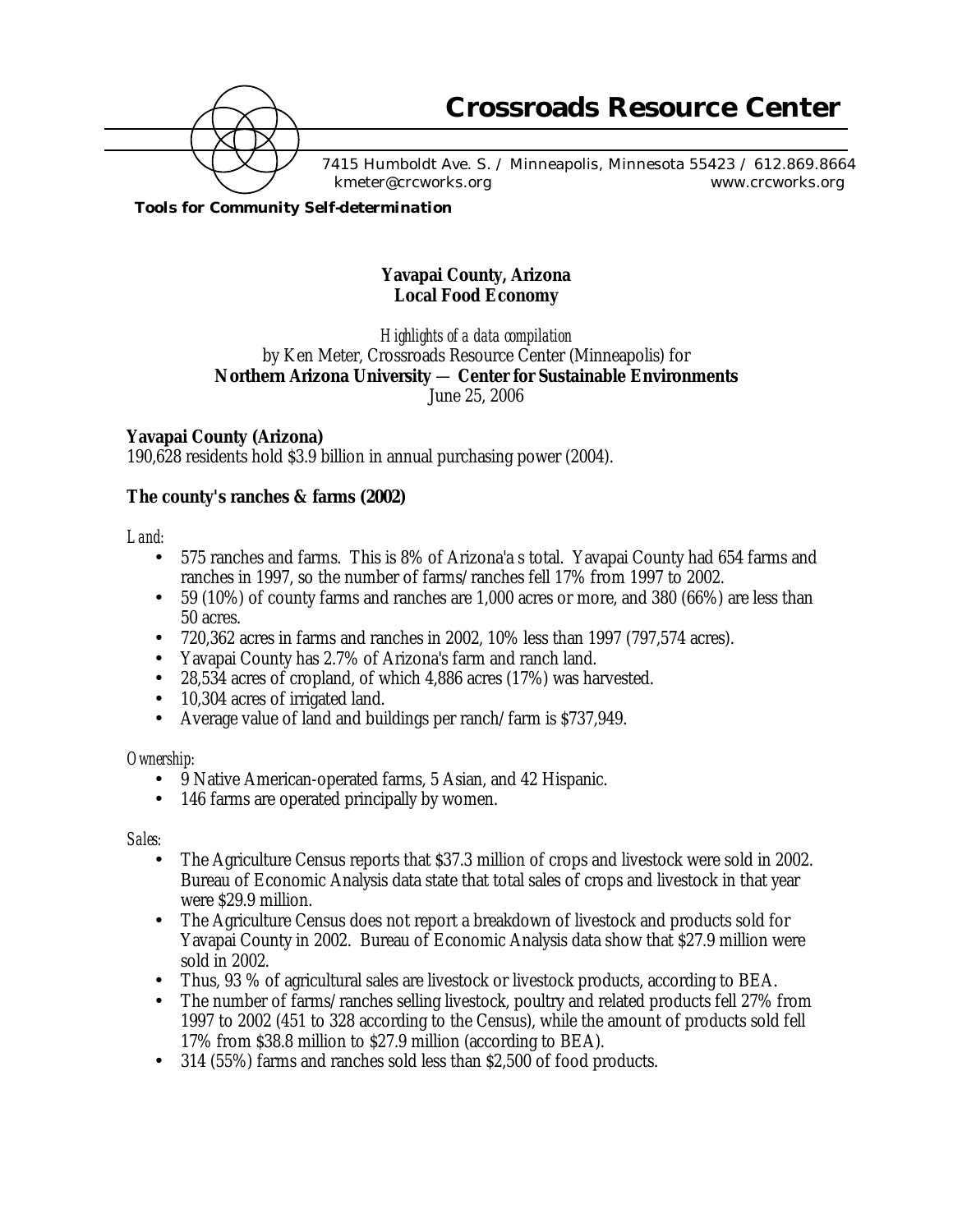# Crossroads Resource Center

7415 Humboldt Ave. S. / Minneapolis, Minnesota 55423 / 612.869.8664
kmeter@crcworks.org www.crcworks.org

**Tools for Community Self-determination**

## Yavapai County, Arizona
## Local Food Economy

*Highlights of a data compilation*
by Ken Meter, Crossroads Resource Center (Minneapolis) for
**Northern Arizona University — Center for Sustainable Environments**
June 25, 2006

### Yavapai County (Arizona)

190,628 residents hold $3.9 billion in annual purchasing power (2004).

### The county's ranches & farms (2002)

*Land:*

- 575 ranches and farms. This is 8% of Arizona'a s total. Yavapai County had 654 farms and ranches in 1997, so the number of farms/ranches fell 17% from 1997 to 2002.
- 59 (10%) of county farms and ranches are 1,000 acres or more, and 380 (66%) are less than 50 acres.
- 720,362 acres in farms and ranches in 2002, 10% less than 1997 (797,574 acres).
- Yavapai County has 2.7% of Arizona's farm and ranch land.
- 28,534 acres of cropland, of which 4,886 acres (17%) was harvested.
- 10,304 acres of irrigated land.
- Average value of land and buildings per ranch/farm is $737,949.

*Ownership:*

- 9 Native American-operated farms, 5 Asian, and 42 Hispanic.
- 146 farms are operated principally by women.

*Sales:*

- The Agriculture Census reports that $37.3 million of crops and livestock were sold in 2002. Bureau of Economic Analysis data state that total sales of crops and livestock in that year were $29.9 million.
- The Agriculture Census does not report a breakdown of livestock and products sold for Yavapai County in 2002. Bureau of Economic Analysis data show that $27.9 million were sold in 2002.
- Thus, 93 % of agricultural sales are livestock or livestock products, according to BEA.
- The number of farms/ranches selling livestock, poultry and related products fell 27% from 1997 to 2002 (451 to 328 according to the Census), while the amount of products sold fell 17% from $38.8 million to $27.9 million (according to BEA).
- 314 (55%) farms and ranches sold less than $2,500 of food products.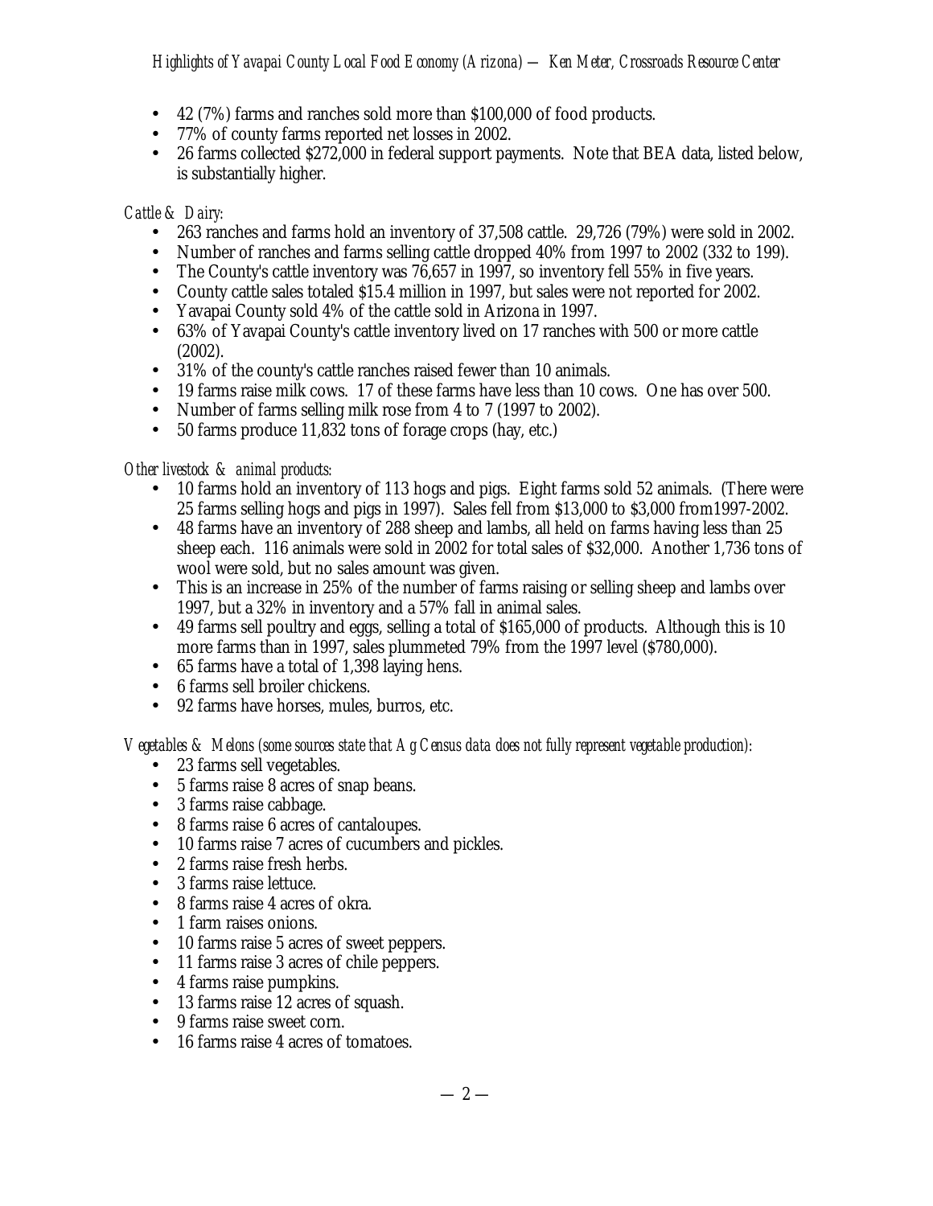- 42 (7%) farms and ranches sold more than $100,000 of food products.
- 77% of county farms reported net losses in 2002.
- 26 farms collected $272,000 in federal support payments. Note that BEA data, listed below, is substantially higher.

*Cattle & Dairy:*

- 263 ranches and farms hold an inventory of 37,508 cattle. 29,726 (79%) were sold in 2002.
- Number of ranches and farms selling cattle dropped 40% from 1997 to 2002 (332 to 199).
- The County's cattle inventory was 76,657 in 1997, so inventory fell 55% in five years.
- County cattle sales totaled $15.4 million in 1997, but sales were not reported for 2002.
- Yavapai County sold 4% of the cattle sold in Arizona in 1997.
- 63% of Yavapai County's cattle inventory lived on 17 ranches with 500 or more cattle (2002).
- 31% of the county's cattle ranches raised fewer than 10 animals.
- 19 farms raise milk cows. 17 of these farms have less than 10 cows. One has over 500.
- Number of farms selling milk rose from 4 to 7 (1997 to 2002).
- 50 farms produce 11,832 tons of forage crops (hay, etc.)

*Other livestock & animal products:*

- 10 farms hold an inventory of 113 hogs and pigs. Eight farms sold 52 animals. (There were 25 farms selling hogs and pigs in 1997). Sales fell from $13,000 to $3,000 from1997-2002.
- 48 farms have an inventory of 288 sheep and lambs, all held on farms having less than 25 sheep each. 116 animals were sold in 2002 for total sales of $32,000. Another 1,736 tons of wool were sold, but no sales amount was given.
- This is an increase in 25% of the number of farms raising or selling sheep and lambs over 1997, but a 32% in inventory and a 57% fall in animal sales.
- 49 farms sell poultry and eggs, selling a total of $165,000 of products. Although this is 10 more farms than in 1997, sales plummeted 79% from the 1997 level ($780,000).
- 65 farms have a total of 1,398 laying hens.
- 6 farms sell broiler chickens.
- 92 farms have horses, mules, burros, etc.

*Vegetables & Melons (some sources state that Ag Census data does not fully represent vegetable production):*

- 23 farms sell vegetables.
- 5 farms raise 8 acres of snap beans.
- 3 farms raise cabbage.
- 8 farms raise 6 acres of cantaloupes.
- 10 farms raise 7 acres of cucumbers and pickles.
- 2 farms raise fresh herbs.
- 3 farms raise lettuce.
- 8 farms raise 4 acres of okra.
- 1 farm raises onions.
- 10 farms raise 5 acres of sweet peppers.
- 11 farms raise 3 acres of chile peppers.
- 4 farms raise pumpkins.
- 13 farms raise 12 acres of squash.
- 9 farms raise sweet corn.
- 16 farms raise 4 acres of tomatoes.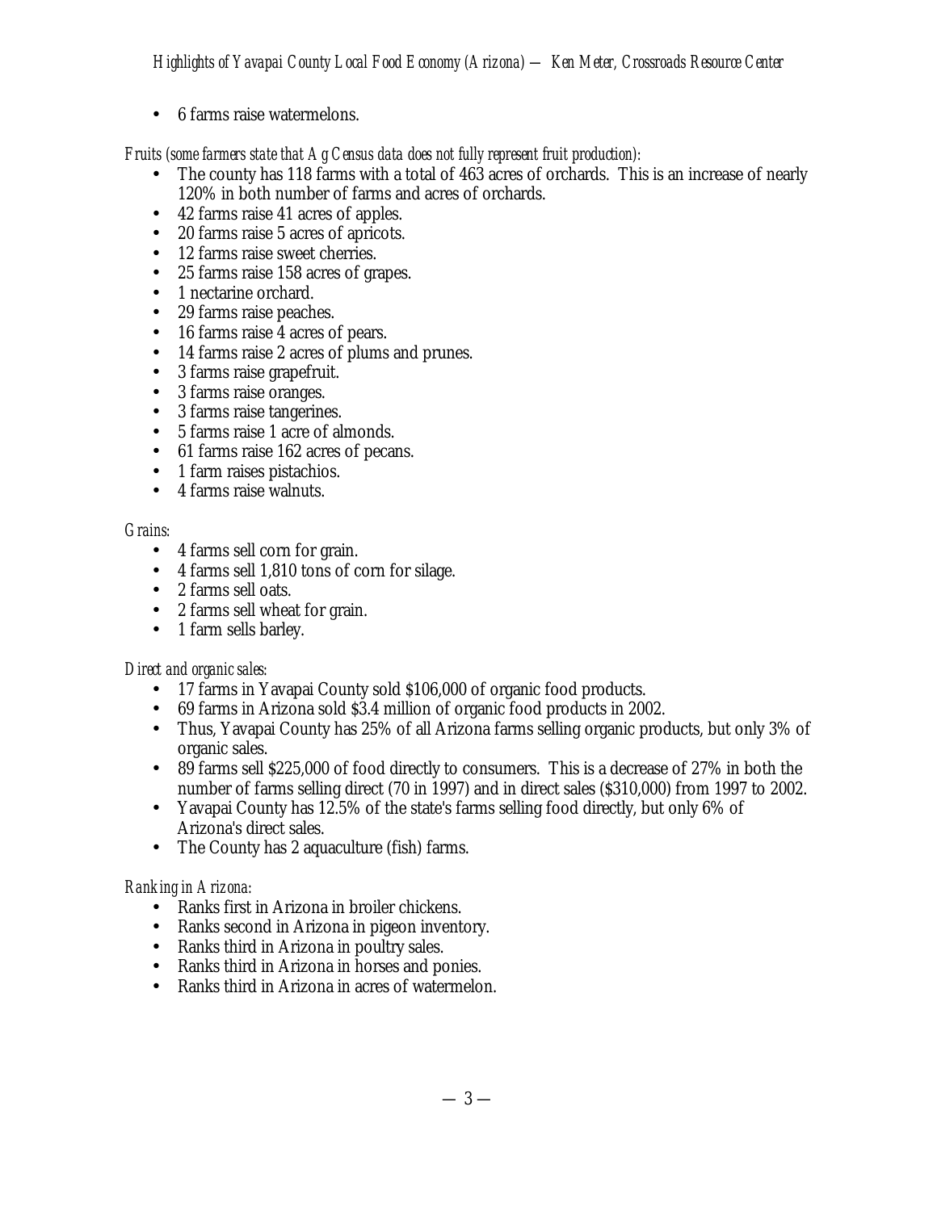- 6 farms raise watermelons.

*Fruits (some farmers state that Ag Census data does not fully represent fruit production):*

- The county has 118 farms with a total of 463 acres of orchards. This is an increase of nearly 120% in both number of farms and acres of orchards.
- 42 farms raise 41 acres of apples.
- 20 farms raise 5 acres of apricots.
- 12 farms raise sweet cherries.
- 25 farms raise 158 acres of grapes.
- 1 nectarine orchard.
- 29 farms raise peaches.
- 16 farms raise 4 acres of pears.
- 14 farms raise 2 acres of plums and prunes.
- 3 farms raise grapefruit.
- 3 farms raise oranges.
- 3 farms raise tangerines.
- 5 farms raise 1 acre of almonds.
- 61 farms raise 162 acres of pecans.
- 1 farm raises pistachios.
- 4 farms raise walnuts.

*Grains:*

- 4 farms sell corn for grain.
- 4 farms sell 1,810 tons of corn for silage.
- 2 farms sell oats.
- 2 farms sell wheat for grain.
- 1 farm sells barley.

*Direct and organic sales:*

- 17 farms in Yavapai County sold $106,000 of organic food products.
- 69 farms in Arizona sold $3.4 million of organic food products in 2002.
- Thus, Yavapai County has 25% of all Arizona farms selling organic products, but only 3% of organic sales.
- 89 farms sell $225,000 of food directly to consumers. This is a decrease of 27% in both the number of farms selling direct (70 in 1997) and in direct sales ($310,000) from 1997 to 2002.
- Yavapai County has 12.5% of the state's farms selling food directly, but only 6% of Arizona's direct sales.
- The County has 2 aquaculture (fish) farms.

*Ranking in Arizona:*

- Ranks first in Arizona in broiler chickens.
- Ranks second in Arizona in pigeon inventory.
- Ranks third in Arizona in poultry sales.
- Ranks third in Arizona in horses and ponies.
- Ranks third in Arizona in acres of watermelon.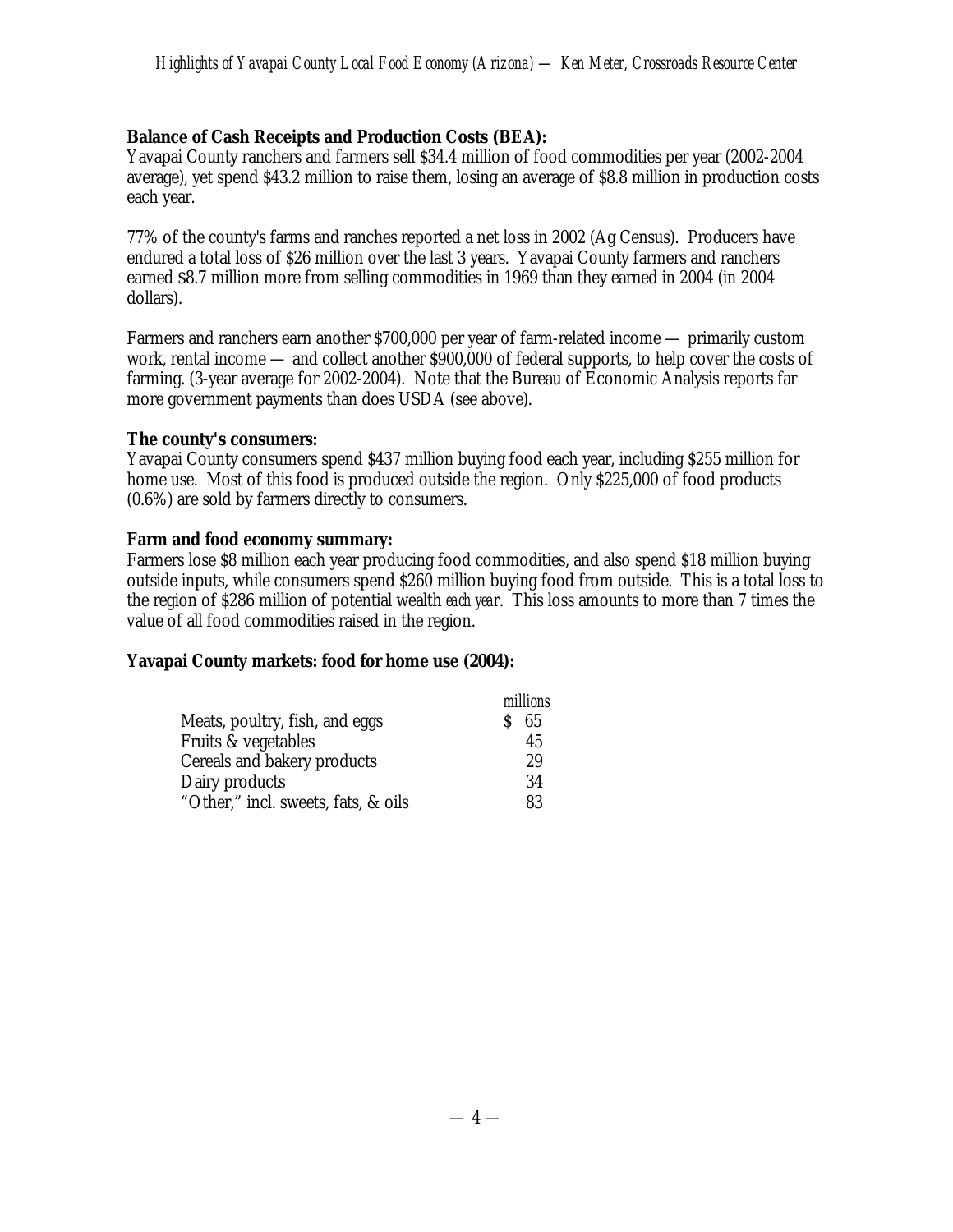**Balance of Cash Receipts and Production Costs (BEA):**
Yavapai County ranchers and farmers sell $34.4 million of food commodities per year (2002-2004 average), yet spend $43.2 million to raise them, losing an average of $8.8 million in production costs each year.

77% of the county's farms and ranches reported a net loss in 2002 (Ag Census). Producers have endured a total loss of $26 million over the last 3 years. Yavapai County farmers and ranchers earned $8.7 million more from selling commodities in 1969 than they earned in 2004 (in 2004 dollars).

Farmers and ranchers earn another $700,000 per year of farm-related income — primarily custom work, rental income — and collect another $900,000 of federal supports, to help cover the costs of farming. (3-year average for 2002-2004). Note that the Bureau of Economic Analysis reports far more government payments than does USDA (see above).

**The county's consumers:**
Yavapai County consumers spend $437 million buying food each year, including $255 million for home use. Most of this food is produced outside the region. Only $225,000 of food products (0.6%) are sold by farmers directly to consumers.

**Farm and food economy summary:**
Farmers lose $8 million each year producing food commodities, and also spend $18 million buying outside inputs, while consumers spend $260 million buying food from outside. This is a total loss to the region of $286 million of potential wealth *each year*. This loss amounts to more than 7 times the value of all food commodities raised in the region.

**Yavapai County markets: food for home use (2004):**

| | *millions* |
|---|---|
| Meats, poultry, fish, and eggs | $ 65 |
| Fruits & vegetables | 45 |
| Cereals and bakery products | 29 |
| Dairy products | 34 |
| "Other," incl. sweets, fats, & oils | 83 |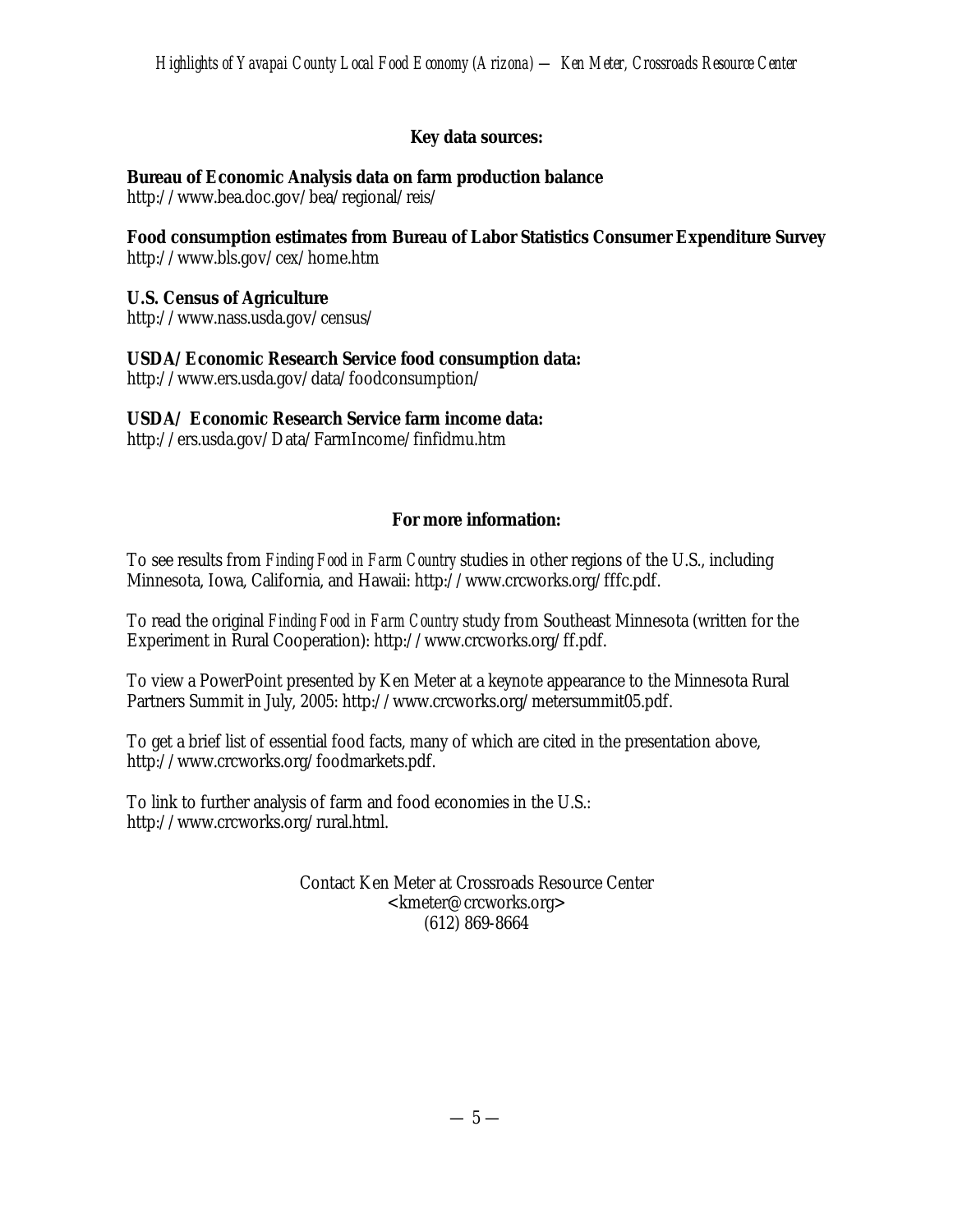## Key data sources:

**Bureau of Economic Analysis data on farm production balance**
http://www.bea.doc.gov/bea/regional/reis/

**Food consumption estimates from Bureau of Labor Statistics Consumer Expenditure Survey**
http://www.bls.gov/cex/home.htm

**U.S. Census of Agriculture**
http://www.nass.usda.gov/census/

**USDA/Economic Research Service food consumption data:**
http://www.ers.usda.gov/data/foodconsumption/

**USDA/ Economic Research Service farm income data:**
http://ers.usda.gov/Data/FarmIncome/finfidmu.htm

## For more information:

To see results from *Finding Food in Farm Country* studies in other regions of the U.S., including Minnesota, Iowa, California, and Hawaii: http://www.crcworks.org/fffc.pdf.

To read the original *Finding Food in Farm Country* study from Southeast Minnesota (written for the Experiment in Rural Cooperation): http://www.crcworks.org/ff.pdf.

To view a PowerPoint presented by Ken Meter at a keynote appearance to the Minnesota Rural Partners Summit in July, 2005: http://www.crcworks.org/metersummit05.pdf.

To get a brief list of essential food facts, many of which are cited in the presentation above, http://www.crcworks.org/foodmarkets.pdf.

To link to further analysis of farm and food economies in the U.S.: http://www.crcworks.org/rural.html.

Contact Ken Meter at Crossroads Resource Center
<kmeter@crcworks.org>
(612) 869-8664